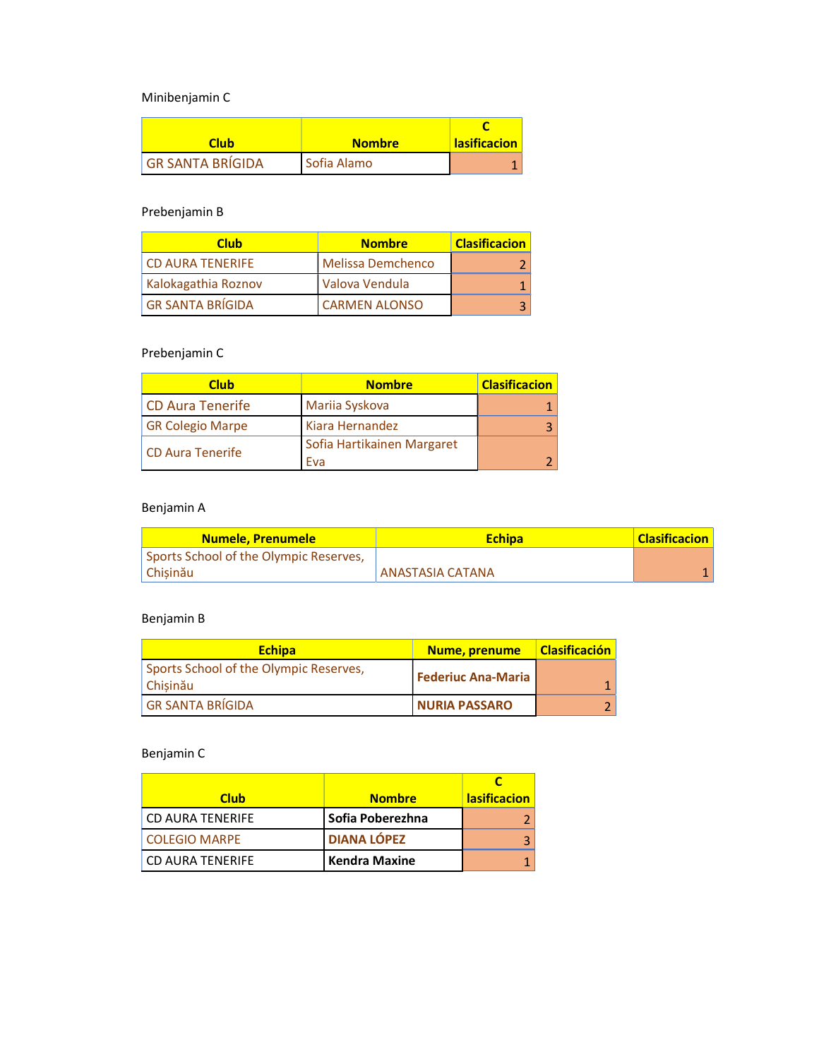Minibenjamin C

| Club | Nombre | Clasificacion |
| --- | --- | --- |
| GR SANTA BRÍGIDA | Sofia Alamo | 1 |

Prebenjamin B

| Club | Nombre | Clasificacion |
| --- | --- | --- |
| CD AURA TENERIFE | Melissa Demchenco | 2 |
| Kalokagathia Roznov | Valova Vendula | 1 |
| GR SANTA BRÍGIDA | CARMEN ALONSO | 3 |

Prebenjamin C

| Club | Nombre | Clasificacion |
| --- | --- | --- |
| CD Aura Tenerife | Mariia Syskova | 1 |
| GR Colegio Marpe | Kiara Hernandez | 3 |
| CD Aura Tenerife | Sofia Hartikainen Margaret Eva | 2 |

Benjamin A

| Numele, Prenumele | Echipa | Clasificacion |
| --- | --- | --- |
| Sports School of the Olympic Reserves, Chișinău | ANASTASIA CATANA | 1 |

Benjamin B

| Echipa | Nume, prenume | Clasificación |
| --- | --- | --- |
| Sports School of the Olympic Reserves, Chișinău | **Federiuc Ana-Maria** | 1 |
| GR SANTA BRÍGIDA | **NURIA PASSARO** | 2 |

Benjamin C

| Club | Nombre | Clasificacion |
| --- | --- | --- |
| CD AURA TENERIFE | **Sofia Poberezhna** | 2 |
| COLEGIO MARPE | **DIANA LÓPEZ** | 3 |
| CD AURA TENERIFE | **Kendra Maxine** | 1 |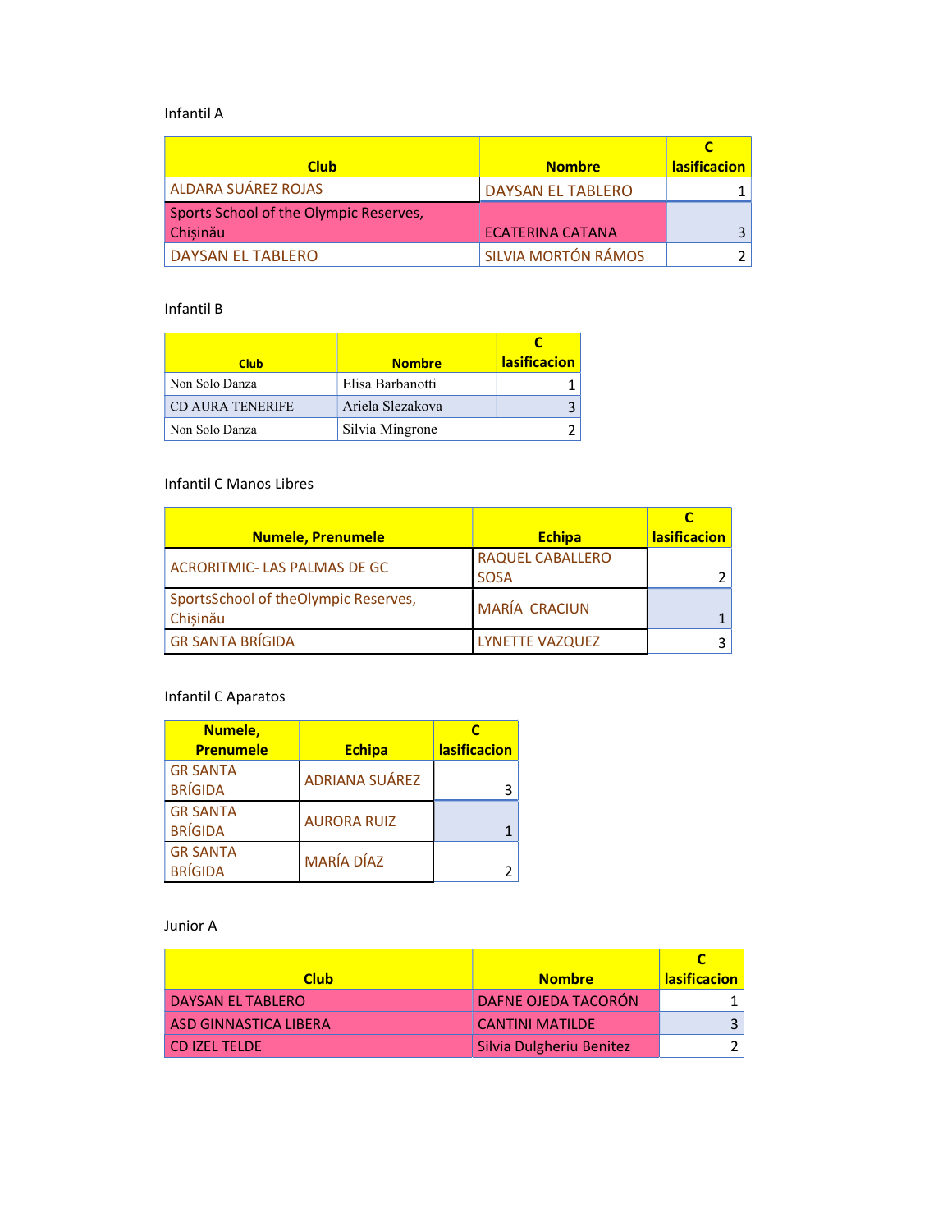Infantil A

| Club | Nombre | C lasificacion |
|---|---|---|
| ALDARA SUÁREZ ROJAS | DAYSAN EL TABLERO | 1 |
| Sports School of the Olympic Reserves, Chișinău | ECATERINA CATANA | 3 |
| DAYSAN EL TABLERO | SILVIA MORTÓN RÁMOS | 2 |

Infantil B

| Club | Nombre | C lasificacion |
|---|---|---|
| Non Solo Danza | Elisa Barbanotti | 1 |
| CD AURA TENERIFE | Ariela Slezakova | 3 |
| Non Solo Danza | Silvia Mingrone | 2 |

Infantil C Manos Libres

| Numele, Prenumele | Echipa | C lasificacion |
|---|---|---|
| ACRORITMIC- LAS PALMAS DE GC | RAQUEL CABALLERO SOSA | 2 |
| SportsSchool of theOlympic Reserves, Chișinău | MARÍA CRACIUN | 1 |
| GR SANTA BRÍGIDA | LYNETTE VAZQUEZ | 3 |

Infantil C Aparatos

| Numele, Prenumele | Echipa | C lasificacion |
|---|---|---|
| GR SANTA BRÍGIDA | ADRIANA SUÁREZ | 3 |
| GR SANTA BRÍGIDA | AURORA RUIZ | 1 |
| GR SANTA BRÍGIDA | MARÍA DÍAZ | 2 |

Junior A

| Club | Nombre | C lasificacion |
|---|---|---|
| DAYSAN EL TABLERO | DAFNE OJEDA TACORÓN | 1 |
| ASD GINNASTICA LIBERA | CANTINI MATILDE | 3 |
| CD IZEL TELDE | Silvia Dulgheriu Benitez | 2 |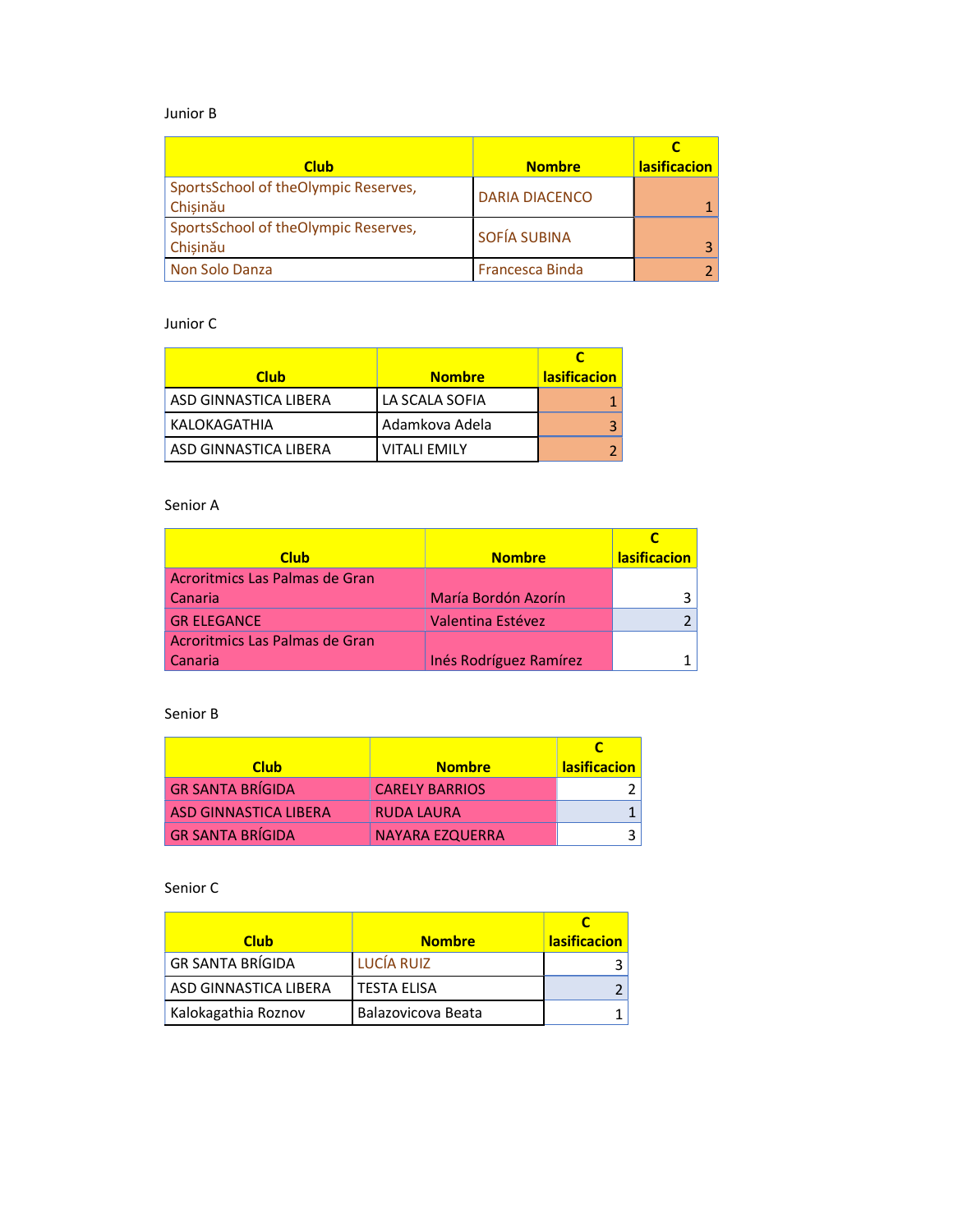Junior B

| Club | Nombre | Clasificacion |
|---|---|---|
| SportsSchool of theOlympic Reserves, Chișinău | DARIA DIACENCO | 1 |
| SportsSchool of theOlympic Reserves, Chișinău | SOFÍA SUBINA | 3 |
| Non Solo Danza | Francesca Binda | 2 |

Junior C

| Club | Nombre | Clasificacion |
|---|---|---|
| ASD GINNASTICA LIBERA | LA SCALA SOFIA | 1 |
| KALOKAGATHIA | Adamkova Adela | 3 |
| ASD GINNASTICA LIBERA | VITALI EMILY | 2 |

Senior A

| Club | Nombre | Clasificacion |
|---|---|---|
| Acroritmics Las Palmas de Gran Canaria | María Bordón Azorín | 3 |
| GR ELEGANCE | Valentina Estévez | 2 |
| Acroritmics Las Palmas de Gran Canaria | Inés Rodríguez Ramírez | 1 |

Senior B

| Club | Nombre | Clasificacion |
|---|---|---|
| GR SANTA BRÍGIDA | CARELY BARRIOS | 2 |
| ASD GINNASTICA LIBERA | RUDA LAURA | 1 |
| GR SANTA BRÍGIDA | NAYARA EZQUERRA | 3 |

Senior C

| Club | Nombre | Clasificacion |
|---|---|---|
| GR SANTA BRÍGIDA | LUCÍA RUIZ | 3 |
| ASD GINNASTICA LIBERA | TESTA ELISA | 2 |
| Kalokagathia Roznov | Balazovicova Beata | 1 |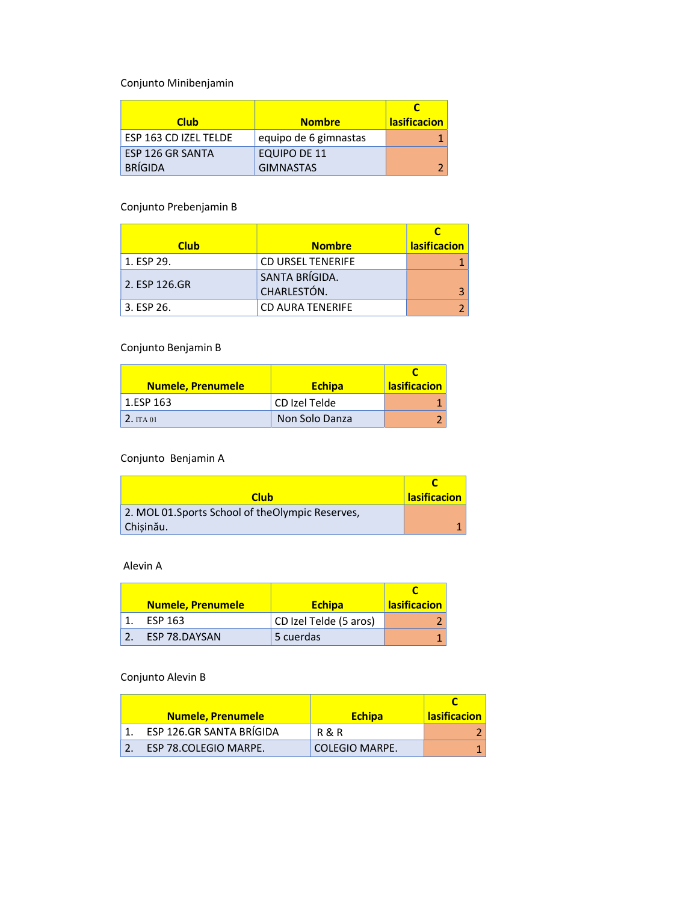Conjunto Minibenjamin

| Club | Nombre | C lasificacion |
|---|---|---|
| ESP 163 CD IZEL TELDE | equipo de 6 gimnastas | 1 |
| ESP 126 GR SANTA BRÍGIDA | EQUIPO DE 11 GIMNASTAS | 2 |

Conjunto Prebenjamin B

| Club | Nombre | C lasificacion |
|---|---|---|
| 1. ESP 29. | CD URSEL TENERIFE | 1 |
| 2. ESP 126.GR | SANTA BRÍGIDA. CHARLESTÓN. | 3 |
| 3. ESP 26. | CD AURA TENERIFE | 2 |

Conjunto Benjamin B

| Numele, Prenumele | Echipa | C lasificacion |
|---|---|---|
| 1.ESP 163 | CD Izel Telde | 1 |
| 2. ITA 01 | Non Solo Danza | 2 |

Conjunto Benjamin A

| Club | C lasificacion |
|---|---|
| 2. MOL 01.Sports School of theOlympic Reserves, Chișinău. | 1 |

Alevin A

| Numele, Prenumele | Echipa | C lasificacion |
|---|---|---|
| 1. ESP 163 | CD Izel Telde (5 aros) | 2 |
| 2. ESP 78.DAYSAN | 5 cuerdas | 1 |

Conjunto Alevin B

| Numele, Prenumele | Echipa | C lasificacion |
|---|---|---|
| 1. ESP 126.GR SANTA BRÍGIDA | R & R | 2 |
| 2. ESP 78.COLEGIO MARPE. | COLEGIO MARPE. | 1 |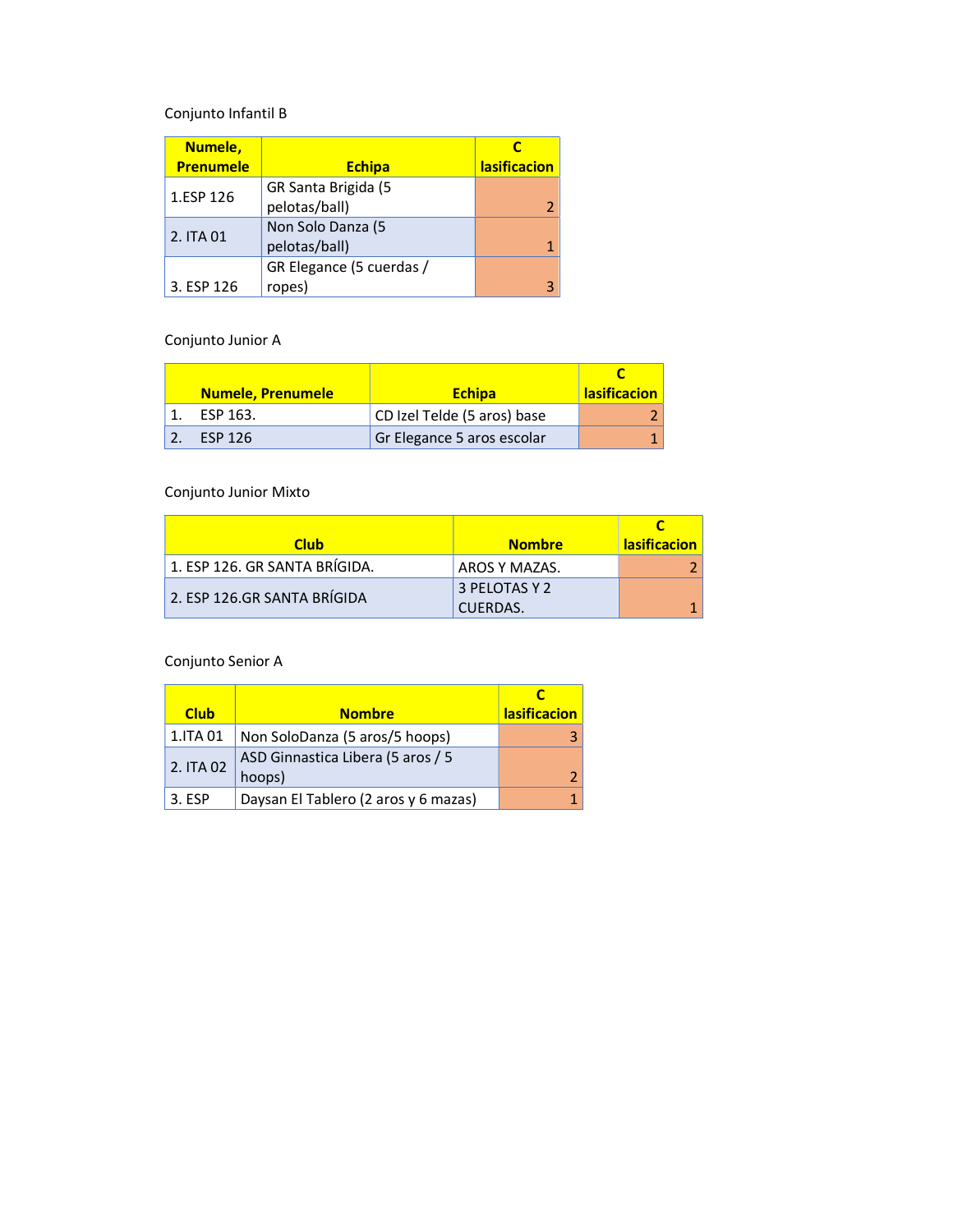Conjunto Infantil B

| Numele, Prenumele | Echipa | C lasificacion |
|---|---|---|
| 1.ESP 126 | GR Santa Brigida (5 pelotas/ball) | 2 |
| 2. ITA 01 | Non Solo Danza (5 pelotas/ball) | 1 |
| 3. ESP 126 | GR Elegance (5 cuerdas / ropes) | 3 |

Conjunto Junior A

| Numele, Prenumele | Echipa | C lasificacion |
|---|---|---|
| 1. ESP 163. | CD Izel Telde (5 aros) base | 2 |
| 2. ESP 126 | Gr Elegance 5 aros escolar | 1 |

Conjunto Junior Mixto

| Club | Nombre | C lasificacion |
|---|---|---|
| 1. ESP 126. GR SANTA BRÍGIDA. | AROS Y MAZAS. | 2 |
| 2. ESP 126.GR SANTA BRÍGIDA | 3 PELOTAS Y 2 CUERDAS. | 1 |

Conjunto Senior A

| Club | Nombre | C lasificacion |
|---|---|---|
| 1.ITA 01 | Non SoloDanza (5 aros/5 hoops) | 3 |
| 2. ITA 02 | ASD Ginnastica Libera (5 aros / 5 hoops) | 2 |
| 3. ESP | Daysan El Tablero (2 aros y 6 mazas) | 1 |